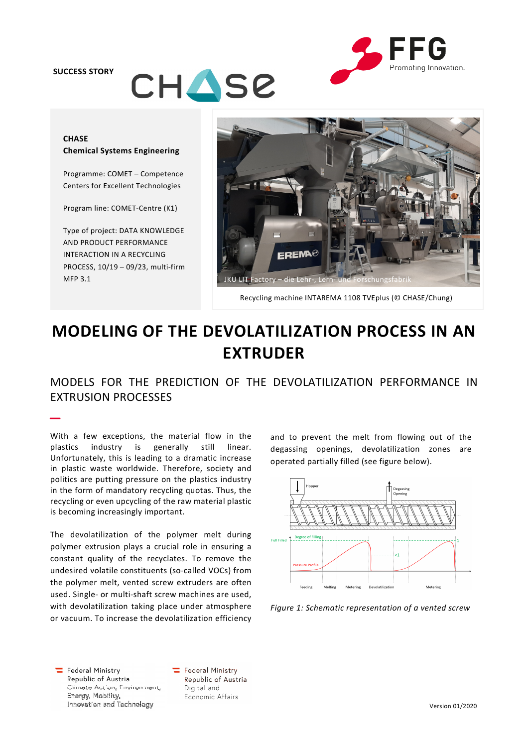SUCCESS STORY

**CHASE**
**Chemical Systems Engineering**

Programme: COMET – Competence Centers for Excellent Technologies

Program line: COMET-Centre (K1)

Type of project: DATA KNOWLEDGE AND PRODUCT PERFORMANCE INTERACTION IN A RECYCLING PROCESS, 10/19 – 09/23, multi-firm MFP 3.1

JKU LIT Factory – die Lehr-, Lern- und Forschungsfabrik

Recycling machine INTAREMA 1108 TVEplus (© CHASE/Chung)

# MODELING OF THE DEVOLATILIZATION PROCESS IN AN EXTRUDER

## MODELS FOR THE PREDICTION OF THE DEVOLATILIZATION PERFORMANCE IN EXTRUSION PROCESSES

With a few exceptions, the material flow in the plastics industry is generally still linear. Unfortunately, this is leading to a dramatic increase in plastic waste worldwide. Therefore, society and politics are putting pressure on the plastics industry in the form of mandatory recycling quotas. Thus, the recycling or even upcycling of the raw material plastic is becoming increasingly important.

The devolatilization of the polymer melt during polymer extrusion plays a crucial role in ensuring a constant quality of the recyclates. To remove the undesired volatile constituents (so-called VOCs) from the polymer melt, vented screw extruders are often used. Single- or multi-shaft screw machines are used, with devolatilization taking place under atmosphere or vacuum. To increase the devolatilization efficiency and to prevent the melt from flowing out of the degassing openings, devolatilization zones are operated partially filled (see figure below).

Hopper
Degassing Opening
Full Filled
Degree of Filling
Pressure Profile
1
<1
Feeding
Melting
Metering
Devolatilization
Metering

*Figure 1: Schematic representation of a vented screw*

Federal Ministry Republic of Austria Climate Action, Environment, Energy, Mobility, Innovation and Technology

Federal Ministry Republic of Austria Digital and Economic Affairs

Version 01/2020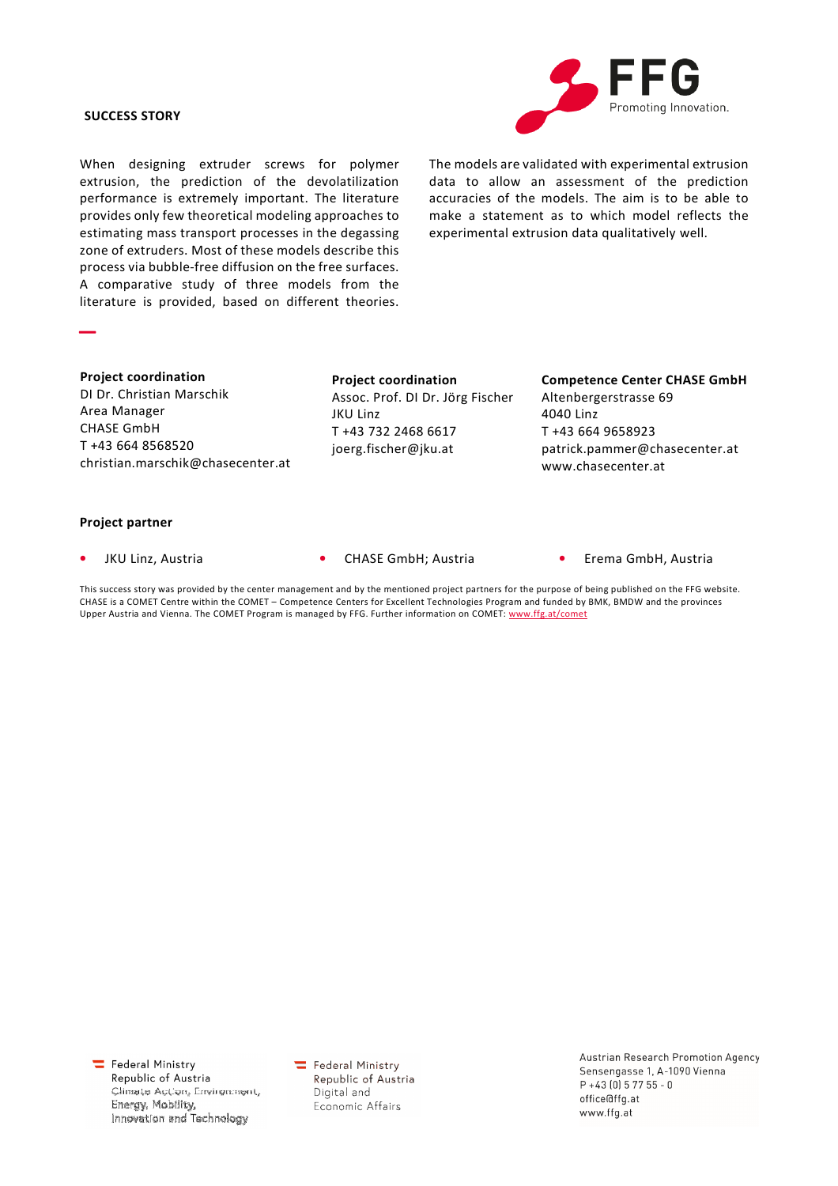**SUCCESS STORY**

When designing extruder screws for polymer extrusion, the prediction of the devolatilization performance is extremely important. The literature provides only few theoretical modeling approaches to estimating mass transport processes in the degassing zone of extruders. Most of these models describe this process via bubble-free diffusion on the free surfaces. A comparative study of three models from the literature is provided, based on different theories. The models are validated with experimental extrusion data to allow an assessment of the prediction accuracies of the models. The aim is to be able to make a statement as to which model reflects the experimental extrusion data qualitatively well.

**Project coordination**
DI Dr. Christian Marschik
Area Manager
CHASE GmbH
T +43 664 8568520
christian.marschik@chasecenter.at

**Project coordination**
Assoc. Prof. DI Dr. Jörg Fischer
JKU Linz
T +43 732 2468 6617
joerg.fischer@jku.at

**Competence Center CHASE GmbH**
Altenbergerstrasse 69
4040 Linz
T +43 664 9658923
patrick.pammer@chasecenter.at
www.chasecenter.at

**Project partner**

- JKU Linz, Austria
- CHASE GmbH; Austria
- Erema GmbH, Austria

This success story was provided by the center management and by the mentioned project partners for the purpose of being published on the FFG website. CHASE is a COMET Centre within the COMET – Competence Centers for Excellent Technologies Program and funded by BMK, BMDW and the provinces Upper Austria and Vienna. The COMET Program is managed by FFG. Further information on COMET: www.ffg.at/comet

Federal Ministry
Republic of Austria
Climate Action, Environment,
Energy, Mobility,
Innovation and Technology

Federal Ministry
Republic of Austria
Digital and
Economic Affairs

Austrian Research Promotion Agency
Sensengasse 1, A-1090 Vienna
P +43 (0) 5 77 55 - 0
office@ffg.at
www.ffg.at